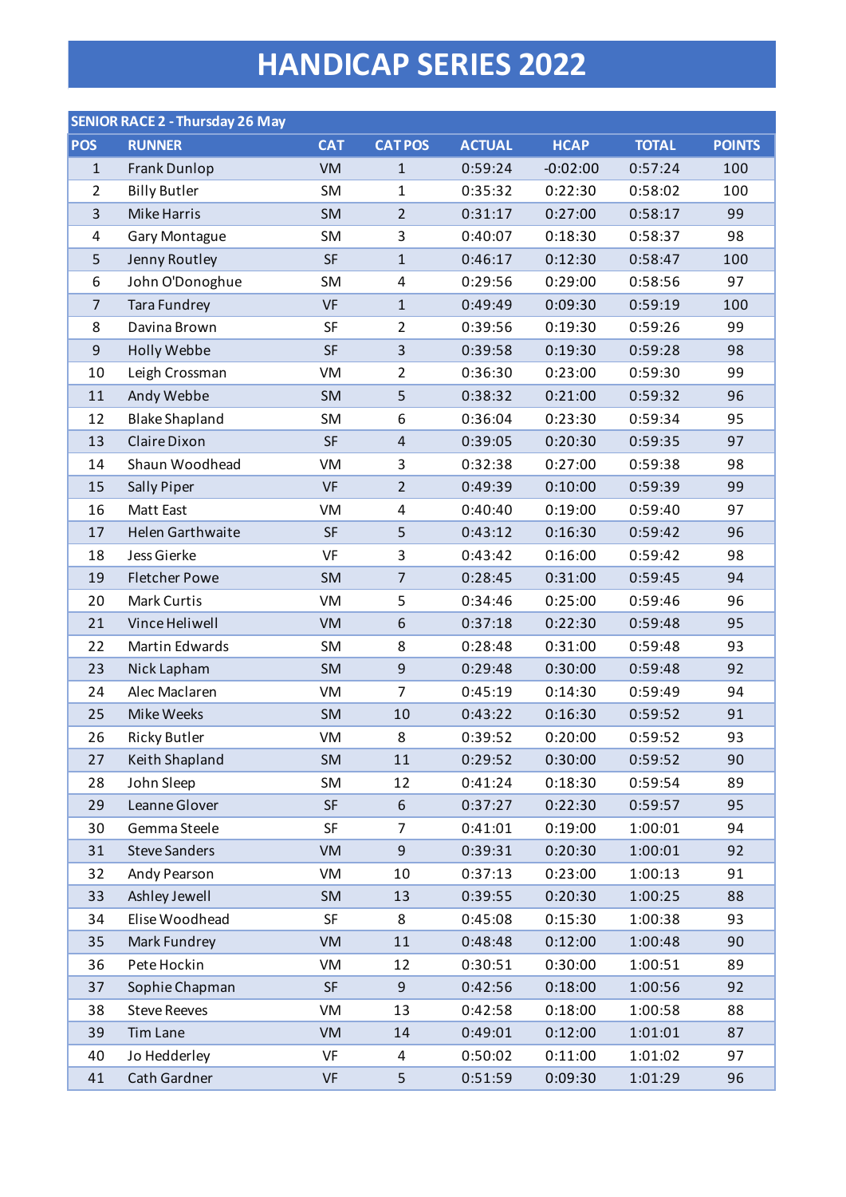# HANDICAP SERIES 2022

| SENIOR RACE 2 - Thursday 26 May | | | | | | | |
|---|---|---|---|---|---|---|---|
| POS | RUNNER | CAT | CAT POS | ACTUAL | HCAP | TOTAL | POINTS |
| 1 | Frank Dunlop | VM | 1 | 0:59:24 | -0:02:00 | 0:57:24 | 100 |
| 2 | Billy Butler | SM | 1 | 0:35:32 | 0:22:30 | 0:58:02 | 100 |
| 3 | Mike Harris | SM | 2 | 0:31:17 | 0:27:00 | 0:58:17 | 99 |
| 4 | Gary Montague | SM | 3 | 0:40:07 | 0:18:30 | 0:58:37 | 98 |
| 5 | Jenny Routley | SF | 1 | 0:46:17 | 0:12:30 | 0:58:47 | 100 |
| 6 | John O'Donoghue | SM | 4 | 0:29:56 | 0:29:00 | 0:58:56 | 97 |
| 7 | Tara Fundrey | VF | 1 | 0:49:49 | 0:09:30 | 0:59:19 | 100 |
| 8 | Davina Brown | SF | 2 | 0:39:56 | 0:19:30 | 0:59:26 | 99 |
| 9 | Holly Webbe | SF | 3 | 0:39:58 | 0:19:30 | 0:59:28 | 98 |
| 10 | Leigh Crossman | VM | 2 | 0:36:30 | 0:23:00 | 0:59:30 | 99 |
| 11 | Andy Webbe | SM | 5 | 0:38:32 | 0:21:00 | 0:59:32 | 96 |
| 12 | Blake Shapland | SM | 6 | 0:36:04 | 0:23:30 | 0:59:34 | 95 |
| 13 | Claire Dixon | SF | 4 | 0:39:05 | 0:20:30 | 0:59:35 | 97 |
| 14 | Shaun Woodhead | VM | 3 | 0:32:38 | 0:27:00 | 0:59:38 | 98 |
| 15 | Sally Piper | VF | 2 | 0:49:39 | 0:10:00 | 0:59:39 | 99 |
| 16 | Matt East | VM | 4 | 0:40:40 | 0:19:00 | 0:59:40 | 97 |
| 17 | Helen Garthwaite | SF | 5 | 0:43:12 | 0:16:30 | 0:59:42 | 96 |
| 18 | Jess Gierke | VF | 3 | 0:43:42 | 0:16:00 | 0:59:42 | 98 |
| 19 | Fletcher Powe | SM | 7 | 0:28:45 | 0:31:00 | 0:59:45 | 94 |
| 20 | Mark Curtis | VM | 5 | 0:34:46 | 0:25:00 | 0:59:46 | 96 |
| 21 | Vince Heliwell | VM | 6 | 0:37:18 | 0:22:30 | 0:59:48 | 95 |
| 22 | Martin Edwards | SM | 8 | 0:28:48 | 0:31:00 | 0:59:48 | 93 |
| 23 | Nick Lapham | SM | 9 | 0:29:48 | 0:30:00 | 0:59:48 | 92 |
| 24 | Alec Maclaren | VM | 7 | 0:45:19 | 0:14:30 | 0:59:49 | 94 |
| 25 | Mike Weeks | SM | 10 | 0:43:22 | 0:16:30 | 0:59:52 | 91 |
| 26 | Ricky Butler | VM | 8 | 0:39:52 | 0:20:00 | 0:59:52 | 93 |
| 27 | Keith Shapland | SM | 11 | 0:29:52 | 0:30:00 | 0:59:52 | 90 |
| 28 | John Sleep | SM | 12 | 0:41:24 | 0:18:30 | 0:59:54 | 89 |
| 29 | Leanne Glover | SF | 6 | 0:37:27 | 0:22:30 | 0:59:57 | 95 |
| 30 | Gemma Steele | SF | 7 | 0:41:01 | 0:19:00 | 1:00:01 | 94 |
| 31 | Steve Sanders | VM | 9 | 0:39:31 | 0:20:30 | 1:00:01 | 92 |
| 32 | Andy Pearson | VM | 10 | 0:37:13 | 0:23:00 | 1:00:13 | 91 |
| 33 | Ashley Jewell | SM | 13 | 0:39:55 | 0:20:30 | 1:00:25 | 88 |
| 34 | Elise Woodhead | SF | 8 | 0:45:08 | 0:15:30 | 1:00:38 | 93 |
| 35 | Mark Fundrey | VM | 11 | 0:48:48 | 0:12:00 | 1:00:48 | 90 |
| 36 | Pete Hockin | VM | 12 | 0:30:51 | 0:30:00 | 1:00:51 | 89 |
| 37 | Sophie Chapman | SF | 9 | 0:42:56 | 0:18:00 | 1:00:56 | 92 |
| 38 | Steve Reeves | VM | 13 | 0:42:58 | 0:18:00 | 1:00:58 | 88 |
| 39 | Tim Lane | VM | 14 | 0:49:01 | 0:12:00 | 1:01:01 | 87 |
| 40 | Jo Hedderley | VF | 4 | 0:50:02 | 0:11:00 | 1:01:02 | 97 |
| 41 | Cath Gardner | VF | 5 | 0:51:59 | 0:09:30 | 1:01:29 | 96 |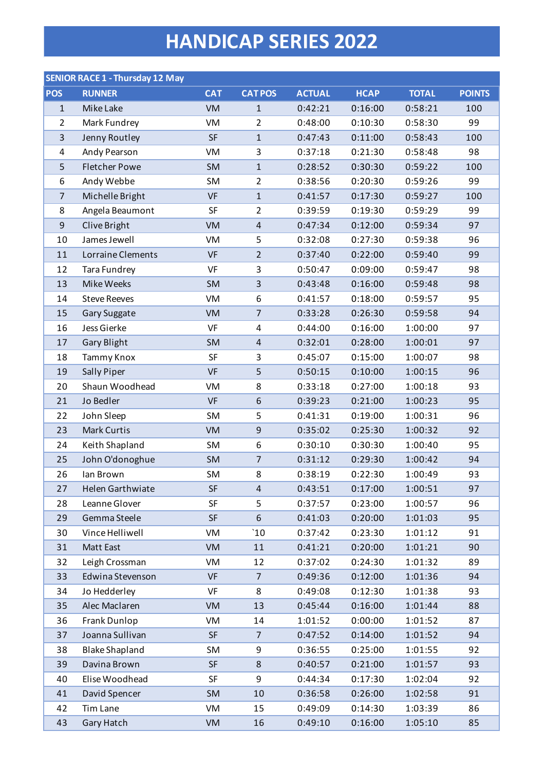# HANDICAP SERIES 2022

| SENIOR RACE 1 - Thursday 12 May | | | | | | | |
|---|---|---|---|---|---|---|---|
| POS | RUNNER | CAT | CAT POS | ACTUAL | HCAP | TOTAL | POINTS |
| 1 | Mike Lake | VM | 1 | 0:42:21 | 0:16:00 | 0:58:21 | 100 |
| 2 | Mark Fundrey | VM | 2 | 0:48:00 | 0:10:30 | 0:58:30 | 99 |
| 3 | Jenny Routley | SF | 1 | 0:47:43 | 0:11:00 | 0:58:43 | 100 |
| 4 | Andy Pearson | VM | 3 | 0:37:18 | 0:21:30 | 0:58:48 | 98 |
| 5 | Fletcher Powe | SM | 1 | 0:28:52 | 0:30:30 | 0:59:22 | 100 |
| 6 | Andy Webbe | SM | 2 | 0:38:56 | 0:20:30 | 0:59:26 | 99 |
| 7 | Michelle Bright | VF | 1 | 0:41:57 | 0:17:30 | 0:59:27 | 100 |
| 8 | Angela Beaumont | SF | 2 | 0:39:59 | 0:19:30 | 0:59:29 | 99 |
| 9 | Clive Bright | VM | 4 | 0:47:34 | 0:12:00 | 0:59:34 | 97 |
| 10 | James Jewell | VM | 5 | 0:32:08 | 0:27:30 | 0:59:38 | 96 |
| 11 | Lorraine Clements | VF | 2 | 0:37:40 | 0:22:00 | 0:59:40 | 99 |
| 12 | Tara Fundrey | VF | 3 | 0:50:47 | 0:09:00 | 0:59:47 | 98 |
| 13 | Mike Weeks | SM | 3 | 0:43:48 | 0:16:00 | 0:59:48 | 98 |
| 14 | Steve Reeves | VM | 6 | 0:41:57 | 0:18:00 | 0:59:57 | 95 |
| 15 | Gary Suggate | VM | 7 | 0:33:28 | 0:26:30 | 0:59:58 | 94 |
| 16 | Jess Gierke | VF | 4 | 0:44:00 | 0:16:00 | 1:00:00 | 97 |
| 17 | Gary Blight | SM | 4 | 0:32:01 | 0:28:00 | 1:00:01 | 97 |
| 18 | Tammy Knox | SF | 3 | 0:45:07 | 0:15:00 | 1:00:07 | 98 |
| 19 | Sally Piper | VF | 5 | 0:50:15 | 0:10:00 | 1:00:15 | 96 |
| 20 | Shaun Woodhead | VM | 8 | 0:33:18 | 0:27:00 | 1:00:18 | 93 |
| 21 | Jo Bedler | VF | 6 | 0:39:23 | 0:21:00 | 1:00:23 | 95 |
| 22 | John Sleep | SM | 5 | 0:41:31 | 0:19:00 | 1:00:31 | 96 |
| 23 | Mark Curtis | VM | 9 | 0:35:02 | 0:25:30 | 1:00:32 | 92 |
| 24 | Keith Shapland | SM | 6 | 0:30:10 | 0:30:30 | 1:00:40 | 95 |
| 25 | John O'donoghue | SM | 7 | 0:31:12 | 0:29:30 | 1:00:42 | 94 |
| 26 | Ian Brown | SM | 8 | 0:38:19 | 0:22:30 | 1:00:49 | 93 |
| 27 | Helen Garthwiate | SF | 4 | 0:43:51 | 0:17:00 | 1:00:51 | 97 |
| 28 | Leanne Glover | SF | 5 | 0:37:57 | 0:23:00 | 1:00:57 | 96 |
| 29 | Gemma Steele | SF | 6 | 0:41:03 | 0:20:00 | 1:01:03 | 95 |
| 30 | Vince Helliwell | VM | `10 | 0:37:42 | 0:23:30 | 1:01:12 | 91 |
| 31 | Matt East | VM | 11 | 0:41:21 | 0:20:00 | 1:01:21 | 90 |
| 32 | Leigh Crossman | VM | 12 | 0:37:02 | 0:24:30 | 1:01:32 | 89 |
| 33 | Edwina Stevenson | VF | 7 | 0:49:36 | 0:12:00 | 1:01:36 | 94 |
| 34 | Jo Hedderley | VF | 8 | 0:49:08 | 0:12:30 | 1:01:38 | 93 |
| 35 | Alec Maclaren | VM | 13 | 0:45:44 | 0:16:00 | 1:01:44 | 88 |
| 36 | Frank Dunlop | VM | 14 | 1:01:52 | 0:00:00 | 1:01:52 | 87 |
| 37 | Joanna Sullivan | SF | 7 | 0:47:52 | 0:14:00 | 1:01:52 | 94 |
| 38 | Blake Shapland | SM | 9 | 0:36:55 | 0:25:00 | 1:01:55 | 92 |
| 39 | Davina Brown | SF | 8 | 0:40:57 | 0:21:00 | 1:01:57 | 93 |
| 40 | Elise Woodhead | SF | 9 | 0:44:34 | 0:17:30 | 1:02:04 | 92 |
| 41 | David Spencer | SM | 10 | 0:36:58 | 0:26:00 | 1:02:58 | 91 |
| 42 | Tim Lane | VM | 15 | 0:49:09 | 0:14:30 | 1:03:39 | 86 |
| 43 | Gary Hatch | VM | 16 | 0:49:10 | 0:16:00 | 1:05:10 | 85 |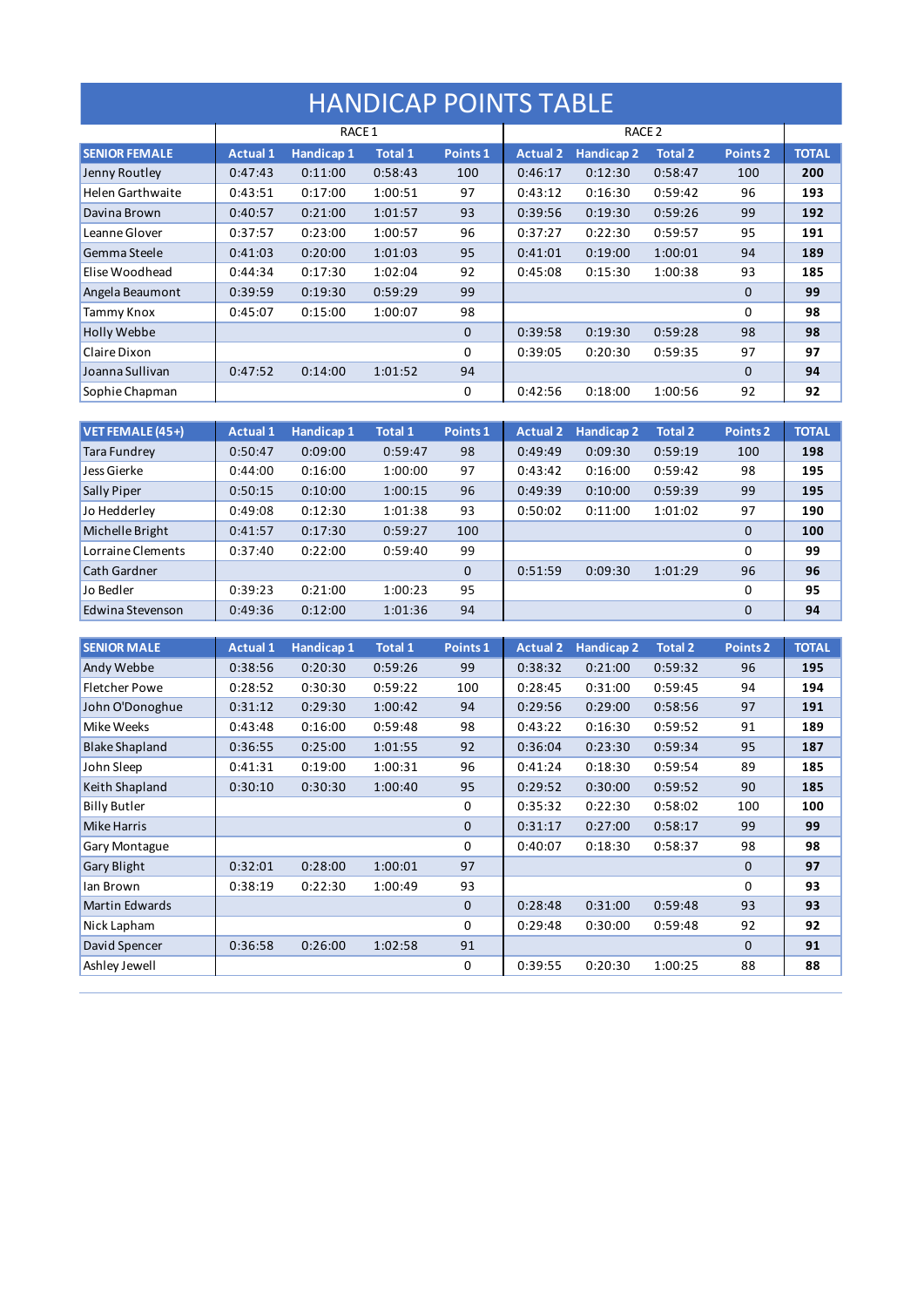# HANDICAP POINTS TABLE

| | RACE 1 | | | | RACE 2 | | | | |
|---|---|---|---|---|---|---|---|---|---|
| **SENIOR FEMALE** | **Actual 1** | **Handicap 1** | **Total 1** | **Points 1** | **Actual 2** | **Handicap 2** | **Total 2** | **Points 2** | **TOTAL** |
| Jenny Routley | 0:47:43 | 0:11:00 | 0:58:43 | 100 | 0:46:17 | 0:12:30 | 0:58:47 | 100 | **200** |
| Helen Garthwaite | 0:43:51 | 0:17:00 | 1:00:51 | 97 | 0:43:12 | 0:16:30 | 0:59:42 | 96 | **193** |
| Davina Brown | 0:40:57 | 0:21:00 | 1:01:57 | 93 | 0:39:56 | 0:19:30 | 0:59:26 | 99 | **192** |
| Leanne Glover | 0:37:57 | 0:23:00 | 1:00:57 | 96 | 0:37:27 | 0:22:30 | 0:59:57 | 95 | **191** |
| Gemma Steele | 0:41:03 | 0:20:00 | 1:01:03 | 95 | 0:41:01 | 0:19:00 | 1:00:01 | 94 | **189** |
| Elise Woodhead | 0:44:34 | 0:17:30 | 1:02:04 | 92 | 0:45:08 | 0:15:30 | 1:00:38 | 93 | **185** |
| Angela Beaumont | 0:39:59 | 0:19:30 | 0:59:29 | 99 | | | | 0 | **99** |
| Tammy Knox | 0:45:07 | 0:15:00 | 1:00:07 | 98 | | | | 0 | **98** |
| Holly Webbe | | | | 0 | 0:39:58 | 0:19:30 | 0:59:28 | 98 | **98** |
| Claire Dixon | | | | 0 | 0:39:05 | 0:20:30 | 0:59:35 | 97 | **97** |
| Joanna Sullivan | 0:47:52 | 0:14:00 | 1:01:52 | 94 | | | | 0 | **94** |
| Sophie Chapman | | | | 0 | 0:42:56 | 0:18:00 | 1:00:56 | 92 | **92** |

| **VET FEMALE (45+)** | **Actual 1** | **Handicap 1** | **Total 1** | **Points 1** | **Actual 2** | **Handicap 2** | **Total 2** | **Points 2** | **TOTAL** |
|---|---|---|---|---|---|---|---|---|---|
| Tara Fundrey | 0:50:47 | 0:09:00 | 0:59:47 | 98 | 0:49:49 | 0:09:30 | 0:59:19 | 100 | **198** |
| Jess Gierke | 0:44:00 | 0:16:00 | 1:00:00 | 97 | 0:43:42 | 0:16:00 | 0:59:42 | 98 | **195** |
| Sally Piper | 0:50:15 | 0:10:00 | 1:00:15 | 96 | 0:49:39 | 0:10:00 | 0:59:39 | 99 | **195** |
| Jo Hedderley | 0:49:08 | 0:12:30 | 1:01:38 | 93 | 0:50:02 | 0:11:00 | 1:01:02 | 97 | **190** |
| Michelle Bright | 0:41:57 | 0:17:30 | 0:59:27 | 100 | | | | 0 | **100** |
| Lorraine Clements | 0:37:40 | 0:22:00 | 0:59:40 | 99 | | | | 0 | **99** |
| Cath Gardner | | | | 0 | 0:51:59 | 0:09:30 | 1:01:29 | 96 | **96** |
| Jo Bedler | 0:39:23 | 0:21:00 | 1:00:23 | 95 | | | | 0 | **95** |
| Edwina Stevenson | 0:49:36 | 0:12:00 | 1:01:36 | 94 | | | | 0 | **94** |

| **SENIOR MALE** | **Actual 1** | **Handicap 1** | **Total 1** | **Points 1** | **Actual 2** | **Handicap 2** | **Total 2** | **Points 2** | **TOTAL** |
|---|---|---|---|---|---|---|---|---|---|
| Andy Webbe | 0:38:56 | 0:20:30 | 0:59:26 | 99 | 0:38:32 | 0:21:00 | 0:59:32 | 96 | **195** |
| Fletcher Powe | 0:28:52 | 0:30:30 | 0:59:22 | 100 | 0:28:45 | 0:31:00 | 0:59:45 | 94 | **194** |
| John O'Donoghue | 0:31:12 | 0:29:30 | 1:00:42 | 94 | 0:29:56 | 0:29:00 | 0:58:56 | 97 | **191** |
| Mike Weeks | 0:43:48 | 0:16:00 | 0:59:48 | 98 | 0:43:22 | 0:16:30 | 0:59:52 | 91 | **189** |
| Blake Shapland | 0:36:55 | 0:25:00 | 1:01:55 | 92 | 0:36:04 | 0:23:30 | 0:59:34 | 95 | **187** |
| John Sleep | 0:41:31 | 0:19:00 | 1:00:31 | 96 | 0:41:24 | 0:18:30 | 0:59:54 | 89 | **185** |
| Keith Shapland | 0:30:10 | 0:30:30 | 1:00:40 | 95 | 0:29:52 | 0:30:00 | 0:59:52 | 90 | **185** |
| Billy Butler | | | | 0 | 0:35:32 | 0:22:30 | 0:58:02 | 100 | **100** |
| Mike Harris | | | | 0 | 0:31:17 | 0:27:00 | 0:58:17 | 99 | **99** |
| Gary Montague | | | | 0 | 0:40:07 | 0:18:30 | 0:58:37 | 98 | **98** |
| Gary Blight | 0:32:01 | 0:28:00 | 1:00:01 | 97 | | | | 0 | **97** |
| Ian Brown | 0:38:19 | 0:22:30 | 1:00:49 | 93 | | | | 0 | **93** |
| Martin Edwards | | | | 0 | 0:28:48 | 0:31:00 | 0:59:48 | 93 | **93** |
| Nick Lapham | | | | 0 | 0:29:48 | 0:30:00 | 0:59:48 | 92 | **92** |
| David Spencer | 0:36:58 | 0:26:00 | 1:02:58 | 91 | | | | 0 | **91** |
| Ashley Jewell | | | | 0 | 0:39:55 | 0:20:30 | 1:00:25 | 88 | **88** |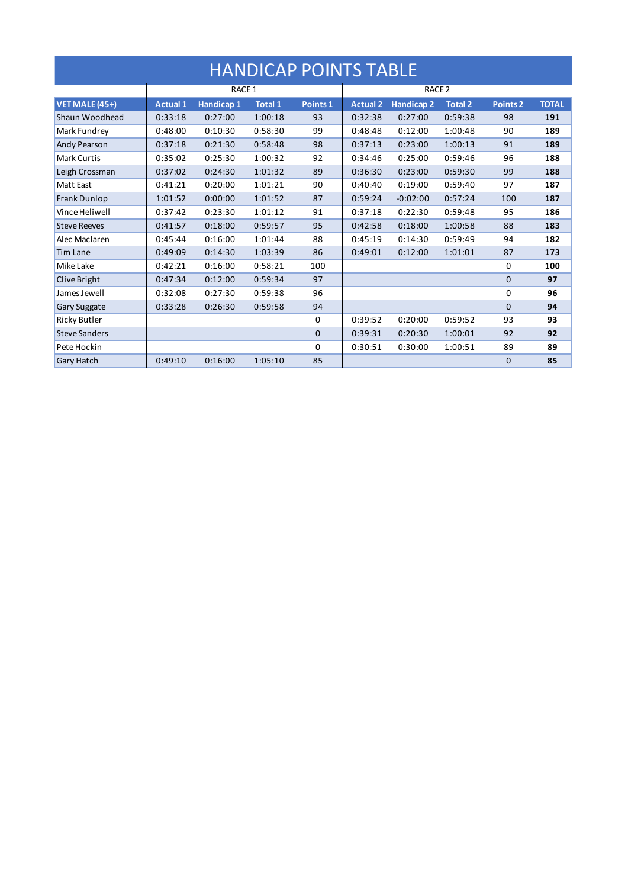# HANDICAP POINTS TABLE

| | RACE 1 | | | | RACE 2 | | | | |
|---|---|---|---|---|---|---|---|---|---|
| **VET MALE (45+)** | **Actual 1** | **Handicap 1** | **Total 1** | **Points 1** | **Actual 2** | **Handicap 2** | **Total 2** | **Points 2** | **TOTAL** |
| Shaun Woodhead | 0:33:18 | 0:27:00 | 1:00:18 | 93 | 0:32:38 | 0:27:00 | 0:59:38 | 98 | **191** |
| Mark Fundrey | 0:48:00 | 0:10:30 | 0:58:30 | 99 | 0:48:48 | 0:12:00 | 1:00:48 | 90 | **189** |
| Andy Pearson | 0:37:18 | 0:21:30 | 0:58:48 | 98 | 0:37:13 | 0:23:00 | 1:00:13 | 91 | **189** |
| Mark Curtis | 0:35:02 | 0:25:30 | 1:00:32 | 92 | 0:34:46 | 0:25:00 | 0:59:46 | 96 | **188** |
| Leigh Crossman | 0:37:02 | 0:24:30 | 1:01:32 | 89 | 0:36:30 | 0:23:00 | 0:59:30 | 99 | **188** |
| Matt East | 0:41:21 | 0:20:00 | 1:01:21 | 90 | 0:40:40 | 0:19:00 | 0:59:40 | 97 | **187** |
| Frank Dunlop | 1:01:52 | 0:00:00 | 1:01:52 | 87 | 0:59:24 | -0:02:00 | 0:57:24 | 100 | **187** |
| Vince Heliwell | 0:37:42 | 0:23:30 | 1:01:12 | 91 | 0:37:18 | 0:22:30 | 0:59:48 | 95 | **186** |
| Steve Reeves | 0:41:57 | 0:18:00 | 0:59:57 | 95 | 0:42:58 | 0:18:00 | 1:00:58 | 88 | **183** |
| Alec Maclaren | 0:45:44 | 0:16:00 | 1:01:44 | 88 | 0:45:19 | 0:14:30 | 0:59:49 | 94 | **182** |
| Tim Lane | 0:49:09 | 0:14:30 | 1:03:39 | 86 | 0:49:01 | 0:12:00 | 1:01:01 | 87 | **173** |
| Mike Lake | 0:42:21 | 0:16:00 | 0:58:21 | 100 | | | | 0 | **100** |
| Clive Bright | 0:47:34 | 0:12:00 | 0:59:34 | 97 | | | | 0 | **97** |
| James Jewell | 0:32:08 | 0:27:30 | 0:59:38 | 96 | | | | 0 | **96** |
| Gary Suggate | 0:33:28 | 0:26:30 | 0:59:58 | 94 | | | | 0 | **94** |
| Ricky Butler | | | | 0 | 0:39:52 | 0:20:00 | 0:59:52 | 93 | **93** |
| Steve Sanders | | | | 0 | 0:39:31 | 0:20:30 | 1:00:01 | 92 | **92** |
| Pete Hockin | | | | 0 | 0:30:51 | 0:30:00 | 1:00:51 | 89 | **89** |
| Gary Hatch | 0:49:10 | 0:16:00 | 1:05:10 | 85 | | | | 0 | **85** |